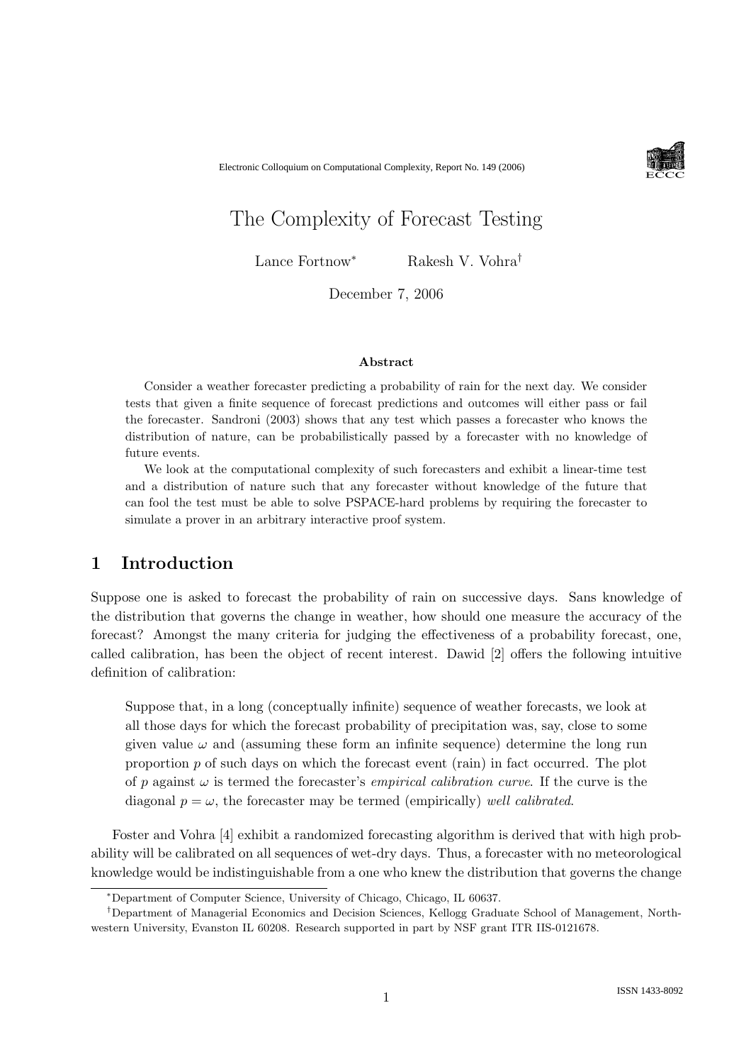Electronic Colloquium on Computational Complexity, Report No. 149 (2006)

# The Complexity of Forecast Testing

Lance Fortnow[*] Rakesh V. Vohra[†]

December 7, 2006

### Abstract

Consider a weather forecaster predicting a probability of rain for the next day. We consider tests that given a finite sequence of forecast predictions and outcomes will either pass or fail the forecaster. Sandroni (2003) shows that any test which passes a forecaster who knows the distribution of nature, can be probabilistically passed by a forecaster with no knowledge of future events.

We look at the computational complexity of such forecasters and exhibit a linear-time test and a distribution of nature such that any forecaster without knowledge of the future that can fool the test must be able to solve PSPACE-hard problems by requiring the forecaster to simulate a prover in an arbitrary interactive proof system.

## 1 Introduction

Suppose one is asked to forecast the probability of rain on successive days. Sans knowledge of the distribution that governs the change in weather, how should one measure the accuracy of the forecast? Amongst the many criteria for judging the effectiveness of a probability forecast, one, called calibration, has been the object of recent interest. Dawid [2] offers the following intuitive definition of calibration:

> Suppose that, in a long (conceptually infinite) sequence of weather forecasts, we look at all those days for which the forecast probability of precipitation was, say, close to some given value $\omega$ and (assuming these form an infinite sequence) determine the long run proportion $p$ of such days on which the forecast event (rain) in fact occurred. The plot of $p$ against $\omega$ is termed the forecaster's *empirical calibration curve*. If the curve is the diagonal $p = \omega$, the forecaster may be termed (empirically) *well calibrated*.

Foster and Vohra [4] exhibit a randomized forecasting algorithm is derived that with high probability will be calibrated on all sequences of wet-dry days. Thus, a forecaster with no meteorological knowledge would be indistinguishable from a one who knew the distribution that governs the change

[*] Department of Computer Science, University of Chicago, Chicago, IL 60637.

[†] Department of Managerial Economics and Decision Sciences, Kellogg Graduate School of Management, Northwestern University, Evanston IL 60208. Research supported in part by NSF grant ITR IIS-0121678.

ISSN 1433-8092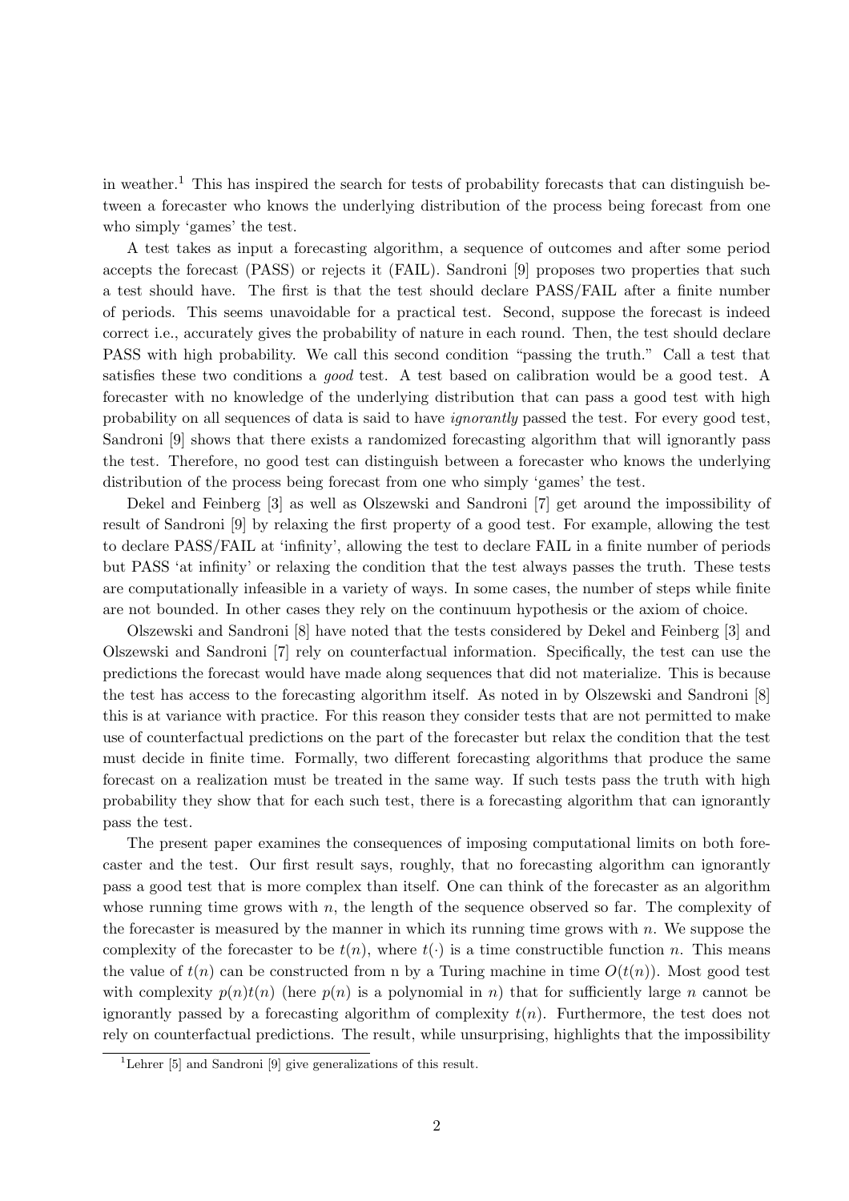in weather.[1] This has inspired the search for tests of probability forecasts that can distinguish between a forecaster who knows the underlying distribution of the process being forecast from one who simply 'games' the test.

A test takes as input a forecasting algorithm, a sequence of outcomes and after some period accepts the forecast (PASS) or rejects it (FAIL). Sandroni [9] proposes two properties that such a test should have. The first is that the test should declare PASS/FAIL after a finite number of periods. This seems unavoidable for a practical test. Second, suppose the forecast is indeed correct i.e., accurately gives the probability of nature in each round. Then, the test should declare PASS with high probability. We call this second condition "passing the truth." Call a test that satisfies these two conditions a *good* test. A test based on calibration would be a good test. A forecaster with no knowledge of the underlying distribution that can pass a good test with high probability on all sequences of data is said to have *ignorantly* passed the test. For every good test, Sandroni [9] shows that there exists a randomized forecasting algorithm that will ignorantly pass the test. Therefore, no good test can distinguish between a forecaster who knows the underlying distribution of the process being forecast from one who simply 'games' the test.

Dekel and Feinberg [3] as well as Olszewski and Sandroni [7] get around the impossibility of result of Sandroni [9] by relaxing the first property of a good test. For example, allowing the test to declare PASS/FAIL at 'infinity', allowing the test to declare FAIL in a finite number of periods but PASS 'at infinity' or relaxing the condition that the test always passes the truth. These tests are computationally infeasible in a variety of ways. In some cases, the number of steps while finite are not bounded. In other cases they rely on the continuum hypothesis or the axiom of choice.

Olszewski and Sandroni [8] have noted that the tests considered by Dekel and Feinberg [3] and Olszewski and Sandroni [7] rely on counterfactual information. Specifically, the test can use the predictions the forecast would have made along sequences that did not materialize. This is because the test has access to the forecasting algorithm itself. As noted in by Olszewski and Sandroni [8] this is at variance with practice. For this reason they consider tests that are not permitted to make use of counterfactual predictions on the part of the forecaster but relax the condition that the test must decide in finite time. Formally, two different forecasting algorithms that produce the same forecast on a realization must be treated in the same way. If such tests pass the truth with high probability they show that for each such test, there is a forecasting algorithm that can ignorantly pass the test.

The present paper examines the consequences of imposing computational limits on both forecaster and the test. Our first result says, roughly, that no forecasting algorithm can ignorantly pass a good test that is more complex than itself. One can think of the forecaster as an algorithm whose running time grows with $n$, the length of the sequence observed so far. The complexity of the forecaster is measured by the manner in which its running time grows with $n$. We suppose the complexity of the forecaster to be $t(n)$, where $t(\cdot)$ is a time constructible function $n$. This means the value of $t(n)$ can be constructed from n by a Turing machine in time $O(t(n))$. Most good test with complexity $p(n)t(n)$ (here $p(n)$ is a polynomial in $n$) that for sufficiently large $n$ cannot be ignorantly passed by a forecasting algorithm of complexity $t(n)$. Furthermore, the test does not rely on counterfactual predictions. The result, while unsurprising, highlights that the impossibility

[1] Lehrer [5] and Sandroni [9] give generalizations of this result.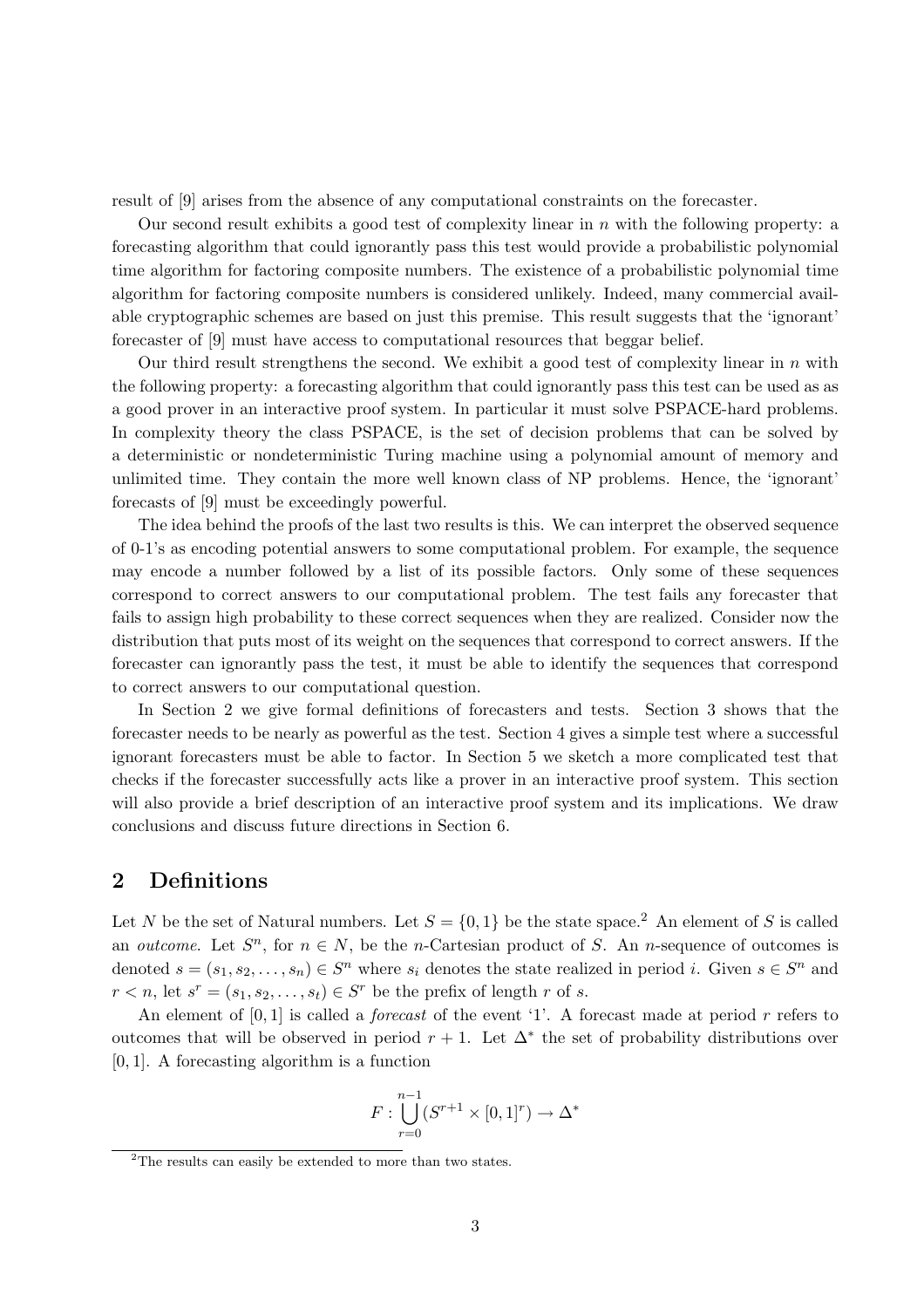result of [9] arises from the absence of any computational constraints on the forecaster.

Our second result exhibits a good test of complexity linear in $n$ with the following property: a forecasting algorithm that could ignorantly pass this test would provide a probabilistic polynomial time algorithm for factoring composite numbers. The existence of a probabilistic polynomial time algorithm for factoring composite numbers is considered unlikely. Indeed, many commercial available cryptographic schemes are based on just this premise. This result suggests that the 'ignorant' forecaster of [9] must have access to computational resources that beggar belief.

Our third result strengthens the second. We exhibit a good test of complexity linear in $n$ with the following property: a forecasting algorithm that could ignorantly pass this test can be used as as a good prover in an interactive proof system. In particular it must solve PSPACE-hard problems. In complexity theory the class PSPACE, is the set of decision problems that can be solved by a deterministic or nondeterministic Turing machine using a polynomial amount of memory and unlimited time. They contain the more well known class of NP problems. Hence, the 'ignorant' forecasts of [9] must be exceedingly powerful.

The idea behind the proofs of the last two results is this. We can interpret the observed sequence of 0-1's as encoding potential answers to some computational problem. For example, the sequence may encode a number followed by a list of its possible factors. Only some of these sequences correspond to correct answers to our computational problem. The test fails any forecaster that fails to assign high probability to these correct sequences when they are realized. Consider now the distribution that puts most of its weight on the sequences that correspond to correct answers. If the forecaster can ignorantly pass the test, it must be able to identify the sequences that correspond to correct answers to our computational question.

In Section 2 we give formal definitions of forecasters and tests. Section 3 shows that the forecaster needs to be nearly as powerful as the test. Section 4 gives a simple test where a successful ignorant forecasters must be able to factor. In Section 5 we sketch a more complicated test that checks if the forecaster successfully acts like a prover in an interactive proof system. This section will also provide a brief description of an interactive proof system and its implications. We draw conclusions and discuss future directions in Section 6.

## 2 Definitions

Let $N$ be the set of Natural numbers. Let $S = \{0, 1\}$ be the state space.[2] An element of $S$ is called an *outcome*. Let $S^n$, for $n \in N$, be the $n$-Cartesian product of $S$. An $n$-sequence of outcomes is denoted $s = (s_1, s_2, \ldots, s_n) \in S^n$ where $s_i$ denotes the state realized in period $i$. Given $s \in S^n$ and $r < n$, let $s^r = (s_1, s_2, \ldots, s_t) \in S^r$ be the prefix of length $r$ of $s$.

An element of $[0, 1]$ is called a *forecast* of the event '1'. A forecast made at period $r$ refers to outcomes that will be observed in period $r + 1$. Let $\Delta^*$ the set of probability distributions over $[0, 1]$. A forecasting algorithm is a function

$$F : \bigcup_{r=0}^{n-1} (S^{r+1} \times [0, 1]^r) \rightarrow \Delta^*$$

[2] The results can easily be extended to more than two states.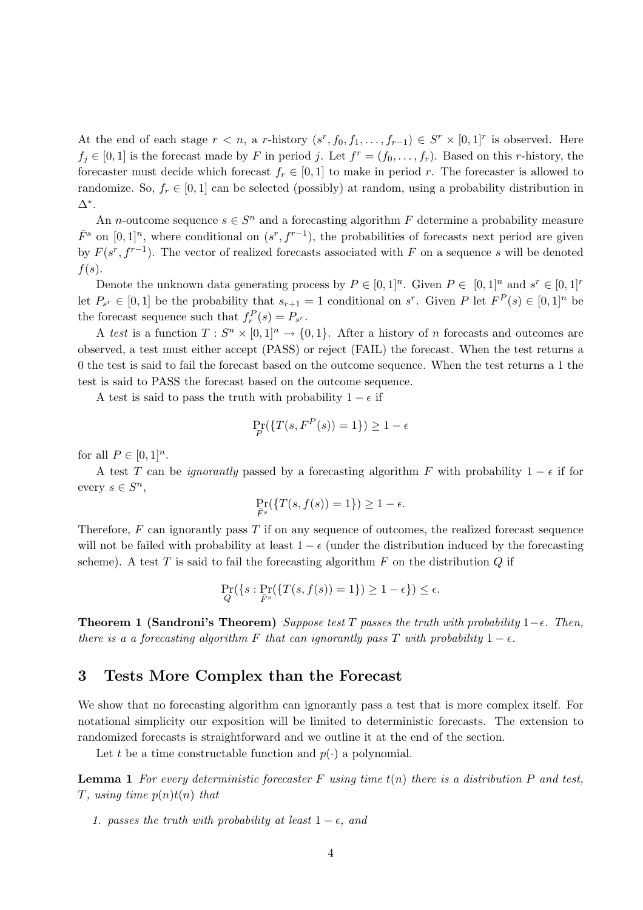At the end of each stage $r < n$, a $r$-history $(s^r, f_0, f_1, \ldots, f_{r-1}) \in S^r \times [0,1]^r$ is observed. Here $f_j \in [0,1]$ is the forecast made by $F$ in period $j$. Let $f^r = (f_0, \ldots, f_r)$. Based on this $r$-history, the forecaster must decide which forecast $f_r \in [0,1]$ to make in period $r$. The forecaster is allowed to randomize. So, $f_r \in [0,1]$ can be selected (possibly) at random, using a probability distribution in $\Delta^*$.

An $n$-outcome sequence $s \in S^n$ and a forecasting algorithm $F$ determine a probability measure $\bar{F}^s$ on $[0,1]^n$, where conditional on $(s^r, f^{r-1})$, the probabilities of forecasts next period are given by $F(s^r, f^{r-1})$. The vector of realized forecasts associated with $F$ on a sequence $s$ will be denoted $f(s)$.

Denote the unknown data generating process by $P \in [0,1]^n$. Given $P \in [0,1]^n$ and $s^r \in [0,1]^r$ let $P_{s^r} \in [0,1]$ be the probability that $s_{r+1} = 1$ conditional on $s^r$. Given $P$ let $F^P(s) \in [0,1]^n$ be the forecast sequence such that $f_r^P(s) = P_{s^r}$.

A *test* is a function $T : S^n \times [0,1]^n \to \{0,1\}$. After a history of $n$ forecasts and outcomes are observed, a test must either accept (PASS) or reject (FAIL) the forecast. When the test returns a 0 the test is said to fail the forecast based on the outcome sequence. When the test returns a 1 the test is said to PASS the forecast based on the outcome sequence.

A test is said to pass the truth with probability $1 - \epsilon$ if

$$\Pr_P(\{T(s, F^P(s)) = 1\}) \geq 1 - \epsilon$$

for all $P \in [0,1]^n$.

A test $T$ can be *ignorantly* passed by a forecasting algorithm $F$ with probability $1 - \epsilon$ if for every $s \in S^n$,

$$\Pr_{\bar{F}^s}(\{T(s, f(s)) = 1\}) \geq 1 - \epsilon.$$

Therefore, $F$ can ignorantly pass $T$ if on any sequence of outcomes, the realized forecast sequence will not be failed with probability at least $1 - \epsilon$ (under the distribution induced by the forecasting scheme). A test $T$ is said to fail the forecasting algorithm $F$ on the distribution $Q$ if

$$\Pr_Q(\{s : \Pr_{\bar{F}^s}(\{T(s, f(s)) = 1\}) \geq 1 - \epsilon\}) \leq \epsilon.$$

**Theorem 1 (Sandroni's Theorem)** *Suppose test $T$ passes the truth with probability $1 - \epsilon$. Then, there is a a forecasting algorithm $F$ that can ignorantly pass $T$ with probability $1 - \epsilon$.*

## 3 Tests More Complex than the Forecast

We show that no forecasting algorithm can ignorantly pass a test that is more complex itself. For notational simplicity our exposition will be limited to deterministic forecasts. The extension to randomized forecasts is straightforward and we outline it at the end of the section.

Let $t$ be a time constructable function and $p(\cdot)$ a polynomial.

**Lemma 1** *For every deterministic forecaster $F$ using time $t(n)$ there is a distribution $P$ and test, $T$, using time $p(n)t(n)$ that*

1. *passes the truth with probability at least $1 - \epsilon$, and*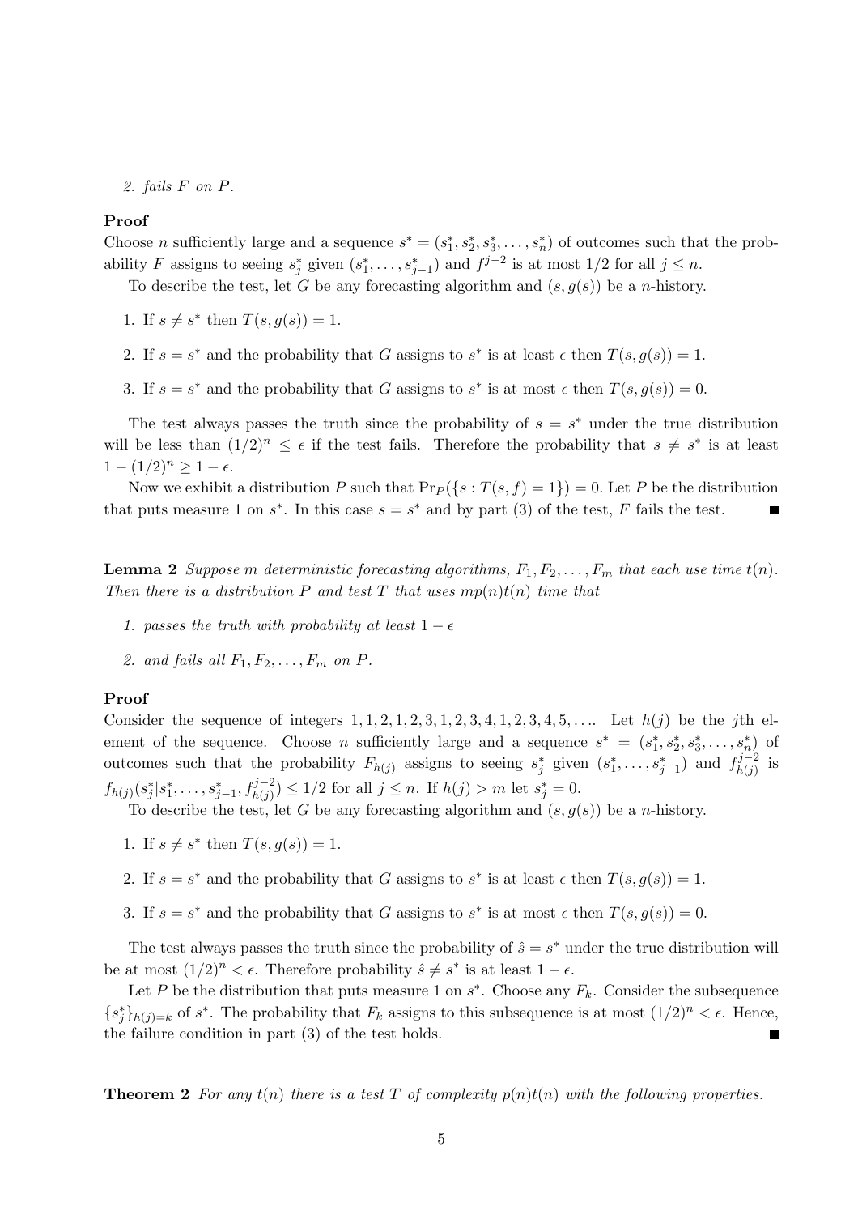2. *fails $F$ on $P$.*

**Proof**

Choose $n$ sufficiently large and a sequence $s^* = (s_1^*, s_2^*, s_3^*, \ldots, s_n^*)$ of outcomes such that the probability $F$ assigns to seeing $s_j^*$ given $(s_1^*, \ldots, s_{j-1}^*)$ and $f^{j-2}$ is at most $1/2$ for all $j \leq n$.

To describe the test, let $G$ be any forecasting algorithm and $(s, g(s))$ be a $n$-history.

1. If $s \neq s^*$ then $T(s, g(s)) = 1$.
2. If $s = s^*$ and the probability that $G$ assigns to $s^*$ is at least $\epsilon$ then $T(s, g(s)) = 1$.
3. If $s = s^*$ and the probability that $G$ assigns to $s^*$ is at most $\epsilon$ then $T(s, g(s)) = 0$.

The test always passes the truth since the probability of $s = s^*$ under the true distribution will be less than $(1/2)^n \leq \epsilon$ if the test fails. Therefore the probability that $s \neq s^*$ is at least $1 - (1/2)^n \geq 1 - \epsilon$.

Now we exhibit a distribution $P$ such that $\Pr_P(\{s : T(s, f) = 1\}) = 0$. Let $P$ be the distribution that puts measure 1 on $s^*$. In this case $s = s^*$ and by part (3) of the test, $F$ fails the test. ■

**Lemma 2** *Suppose $m$ deterministic forecasting algorithms, $F_1, F_2, \ldots, F_m$ that each use time $t(n)$. Then there is a distribution $P$ and test $T$ that uses $mp(n)t(n)$ time that*

1. *passes the truth with probability at least $1 - \epsilon$*
2. *and fails all $F_1, F_2, \ldots, F_m$ on $P$.*

**Proof**

Consider the sequence of integers $1, 1, 2, 1, 2, 3, 1, 2, 3, 4, 1, 2, 3, 4, 5, \ldots$. Let $h(j)$ be the $j$th element of the sequence. Choose $n$ sufficiently large and a sequence $s^* = (s_1^*, s_2^*, s_3^*, \ldots, s_n^*)$ of outcomes such that the probability $F_{h(j)}$ assigns to seeing $s_j^*$ given $(s_1^*, \ldots, s_{j-1}^*)$ and $f_{h(j)}^{j-2}$ is $f_{h(j)}(s_j^* | s_1^*, \ldots, s_{j-1}^*, f_{h(j)}^{j-2}) \leq 1/2$ for all $j \leq n$. If $h(j) > m$ let $s_j^* = 0$.

To describe the test, let $G$ be any forecasting algorithm and $(s, g(s))$ be a $n$-history.

1. If $s \neq s^*$ then $T(s, g(s)) = 1$.
2. If $s = s^*$ and the probability that $G$ assigns to $s^*$ is at least $\epsilon$ then $T(s, g(s)) = 1$.
3. If $s = s^*$ and the probability that $G$ assigns to $s^*$ is at most $\epsilon$ then $T(s, g(s)) = 0$.

The test always passes the truth since the probability of $\hat{s} = s^*$ under the true distribution will be at most $(1/2)^n < \epsilon$. Therefore probability $\hat{s} \neq s^*$ is at least $1 - \epsilon$.

Let $P$ be the distribution that puts measure 1 on $s^*$. Choose any $F_k$. Consider the subsequence $\{s_j^*\}_{h(j)=k}$ of $s^*$. The probability that $F_k$ assigns to this subsequence is at most $(1/2)^n < \epsilon$. Hence, the failure condition in part (3) of the test holds. ■

**Theorem 2** *For any $t(n)$ there is a test $T$ of complexity $p(n)t(n)$ with the following properties.*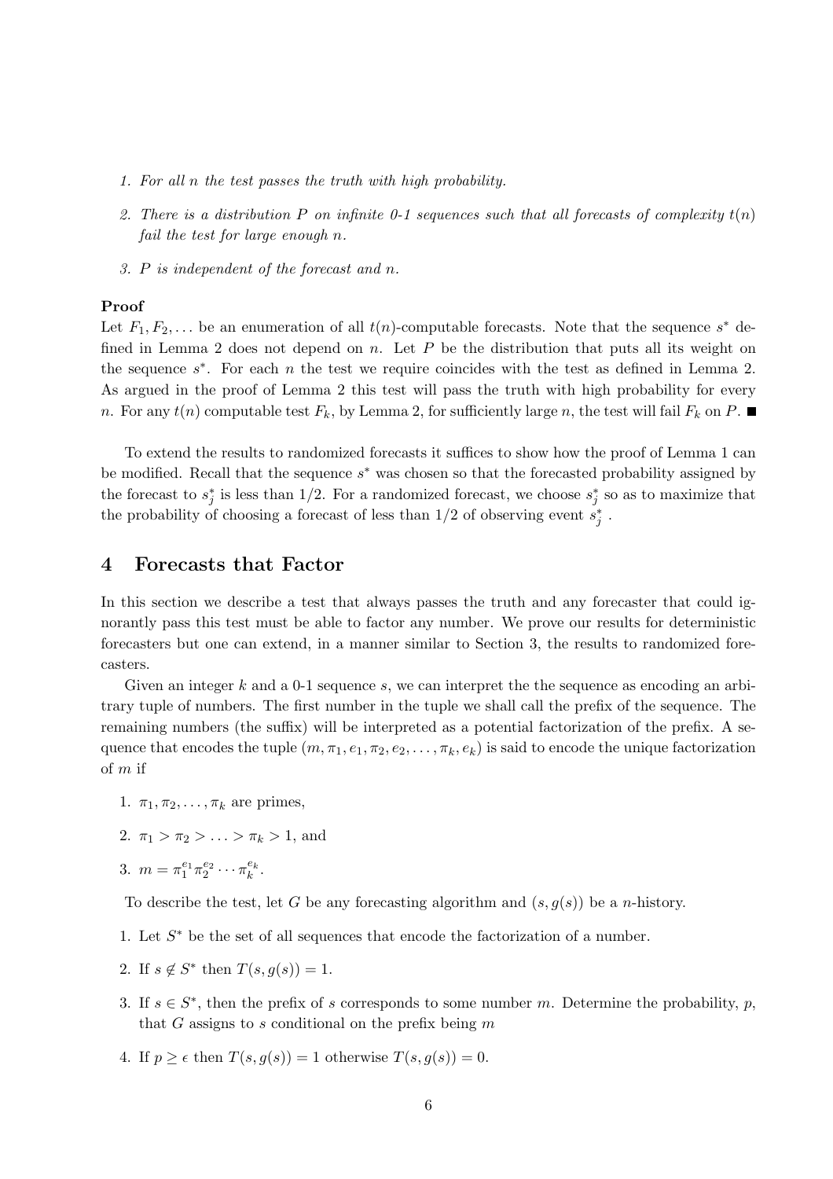1. *For all $n$ the test passes the truth with high probability.*
2. *There is a distribution $P$ on infinite 0-1 sequences such that all forecasts of complexity $t(n)$ fail the test for large enough $n$.*
3. *$P$ is independent of the forecast and $n$.*

**Proof**

Let $F_1, F_2, \ldots$ be an enumeration of all $t(n)$-computable forecasts. Note that the sequence $s^*$ defined in Lemma 2 does not depend on $n$. Let $P$ be the distribution that puts all its weight on the sequence $s^*$. For each $n$ the test we require coincides with the test as defined in Lemma 2. As argued in the proof of Lemma 2 this test will pass the truth with high probability for every $n$. For any $t(n)$ computable test $F_k$, by Lemma 2, for sufficiently large $n$, the test will fail $F_k$ on $P$. ■

To extend the results to randomized forecasts it suffices to show how the proof of Lemma 1 can be modified. Recall that the sequence $s^*$ was chosen so that the forecasted probability assigned by the forecast to $s_j^*$ is less than 1/2. For a randomized forecast, we choose $s_j^*$ so as to maximize that the probability of choosing a forecast of less than 1/2 of observing event $s_j^*$ .

## 4 Forecasts that Factor

In this section we describe a test that always passes the truth and any forecaster that could ignorantly pass this test must be able to factor any number. We prove our results for deterministic forecasters but one can extend, in a manner similar to Section 3, the results to randomized forecasters.

Given an integer $k$ and a 0-1 sequence $s$, we can interpret the the sequence as encoding an arbitrary tuple of numbers. The first number in the tuple we shall call the prefix of the sequence. The remaining numbers (the suffix) will be interpreted as a potential factorization of the prefix. A sequence that encodes the tuple $(m, \pi_1, e_1, \pi_2, e_2, \ldots, \pi_k, e_k)$ is said to encode the unique factorization of $m$ if

1. $\pi_1, \pi_2, \ldots, \pi_k$ are primes,
2. $\pi_1 > \pi_2 > \ldots > \pi_k > 1$, and
3. $m = \pi_1^{e_1} \pi_2^{e_2} \cdots \pi_k^{e_k}$.

To describe the test, let $G$ be any forecasting algorithm and $(s, g(s))$ be a $n$-history.

1. Let $S^*$ be the set of all sequences that encode the factorization of a number.
2. If $s \notin S^*$ then $T(s, g(s)) = 1$.
3. If $s \in S^*$, then the prefix of $s$ corresponds to some number $m$. Determine the probability, $p$, that $G$ assigns to $s$ conditional on the prefix being $m$
4. If $p \geq \epsilon$ then $T(s, g(s)) = 1$ otherwise $T(s, g(s)) = 0$.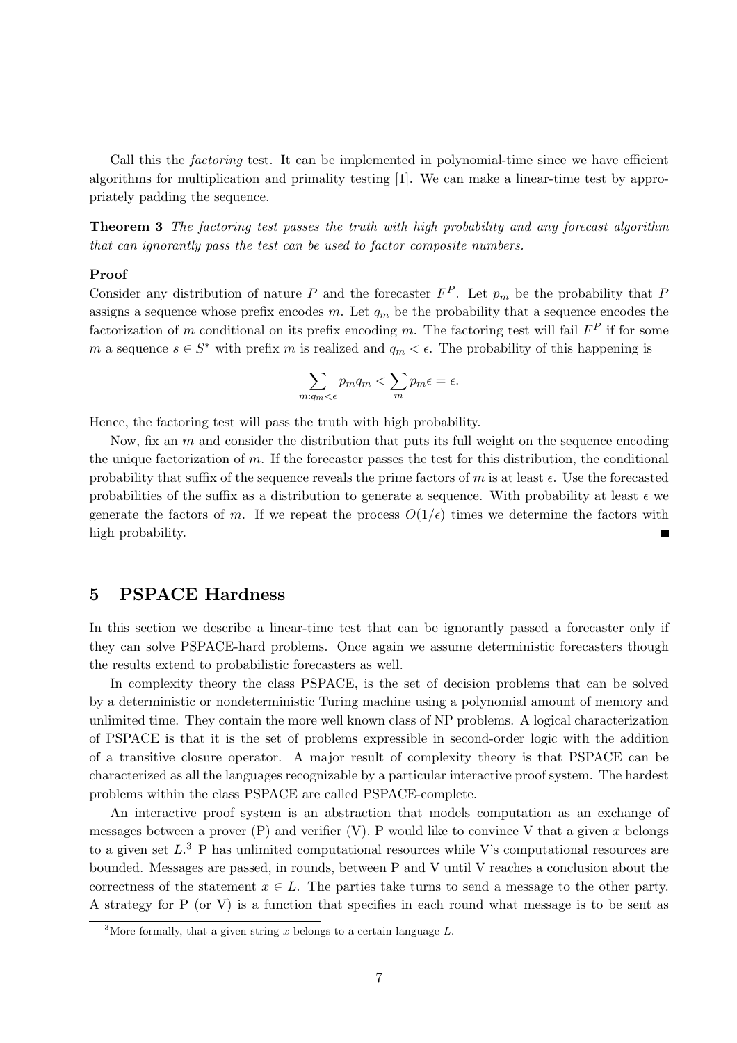Call this the *factoring* test. It can be implemented in polynomial-time since we have efficient algorithms for multiplication and primality testing [1]. We can make a linear-time test by appropriately padding the sequence.

**Theorem 3** *The factoring test passes the truth with high probability and any forecast algorithm that can ignorantly pass the test can be used to factor composite numbers.*

**Proof**
Consider any distribution of nature $P$ and the forecaster $F^P$. Let $p_m$ be the probability that $P$ assigns a sequence whose prefix encodes $m$. Let $q_m$ be the probability that a sequence encodes the factorization of $m$ conditional on its prefix encoding $m$. The factoring test will fail $F^P$ if for some $m$ a sequence $s \in S^*$ with prefix $m$ is realized and $q_m < \epsilon$. The probability of this happening is

$$\sum_{m:q_m<\epsilon} p_m q_m < \sum_m p_m \epsilon = \epsilon.$$

Hence, the factoring test will pass the truth with high probability.

Now, fix an $m$ and consider the distribution that puts its full weight on the sequence encoding the unique factorization of $m$. If the forecaster passes the test for this distribution, the conditional probability that suffix of the sequence reveals the prime factors of $m$ is at least $\epsilon$. Use the forecasted probabilities of the suffix as a distribution to generate a sequence. With probability at least $\epsilon$ we generate the factors of $m$. If we repeat the process $O(1/\epsilon)$ times we determine the factors with high probability. ∎

## 5 PSPACE Hardness

In this section we describe a linear-time test that can be ignorantly passed a forecaster only if they can solve PSPACE-hard problems. Once again we assume deterministic forecasters though the results extend to probabilistic forecasters as well.

In complexity theory the class PSPACE, is the set of decision problems that can be solved by a deterministic or nondeterministic Turing machine using a polynomial amount of memory and unlimited time. They contain the more well known class of NP problems. A logical characterization of PSPACE is that it is the set of problems expressible in second-order logic with the addition of a transitive closure operator. A major result of complexity theory is that PSPACE can be characterized as all the languages recognizable by a particular interactive proof system. The hardest problems within the class PSPACE are called PSPACE-complete.

An interactive proof system is an abstraction that models computation as an exchange of messages between a prover (P) and verifier (V). P would like to convince V that a given $x$ belongs to a given set $L$.[3] P has unlimited computational resources while V's computational resources are bounded. Messages are passed, in rounds, between P and V until V reaches a conclusion about the correctness of the statement $x \in L$. The parties take turns to send a message to the other party. A strategy for P (or V) is a function that specifies in each round what message is to be sent as

[3] More formally, that a given string $x$ belongs to a certain language $L$.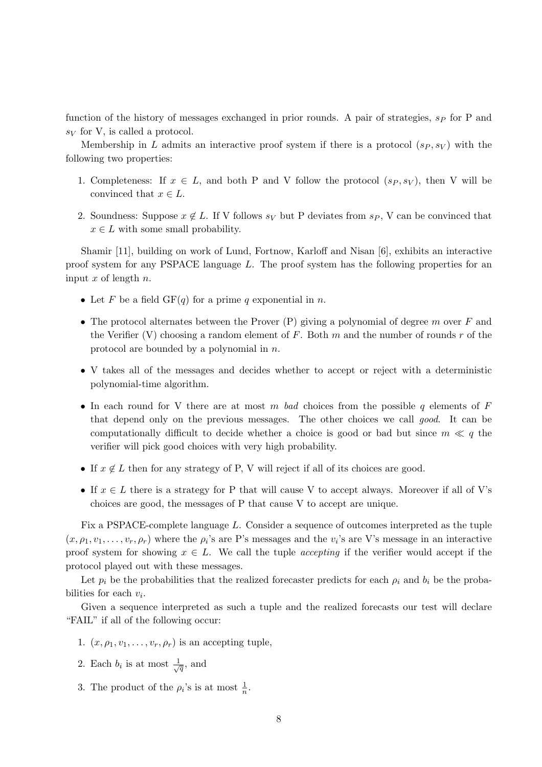function of the history of messages exchanged in prior rounds. A pair of strategies, $s_P$ for P and $s_V$ for V, is called a protocol.

Membership in $L$ admits an interactive proof system if there is a protocol $(s_P, s_V)$ with the following two properties:

1. Completeness: If $x \in L$, and both P and V follow the protocol $(s_P, s_V)$, then V will be convinced that $x \in L$.
2. Soundness: Suppose $x \notin L$. If V follows $s_V$ but P deviates from $s_P$, V can be convinced that $x \in L$ with some small probability.

Shamir [11], building on work of Lund, Fortnow, Karloff and Nisan [6], exhibits an interactive proof system for any PSPACE language $L$. The proof system has the following properties for an input $x$ of length $n$.

- Let $F$ be a field $\mathrm{GF}(q)$ for a prime $q$ exponential in $n$.
- The protocol alternates between the Prover (P) giving a polynomial of degree $m$ over $F$ and the Verifier (V) choosing a random element of $F$. Both $m$ and the number of rounds $r$ of the protocol are bounded by a polynomial in $n$.
- V takes all of the messages and decides whether to accept or reject with a deterministic polynomial-time algorithm.
- In each round for V there are at most $m$ *bad* choices from the possible $q$ elements of $F$ that depend only on the previous messages. The other choices we call *good*. It can be computationally difficult to decide whether a choice is good or bad but since $m \ll q$ the verifier will pick good choices with very high probability.
- If $x \notin L$ then for any strategy of P, V will reject if all of its choices are good.
- If $x \in L$ there is a strategy for P that will cause V to accept always. Moreover if all of V's choices are good, the messages of P that cause V to accept are unique.

Fix a PSPACE-complete language $L$. Consider a sequence of outcomes interpreted as the tuple $(x, \rho_1, v_1, \ldots, v_r, \rho_r)$ where the $\rho_i$'s are P's messages and the $v_i$'s are V's message in an interactive proof system for showing $x \in L$. We call the tuple *accepting* if the verifier would accept if the protocol played out with these messages.

Let $p_i$ be the probabilities that the realized forecaster predicts for each $\rho_i$ and $b_i$ be the probabilities for each $v_i$.

Given a sequence interpreted as such a tuple and the realized forecasts our test will declare "FAIL" if all of the following occur:

1. $(x, \rho_1, v_1, \ldots, v_r, \rho_r)$ is an accepting tuple,
2. Each $b_i$ is at most $\frac{1}{\sqrt{q}}$, and
3. The product of the $\rho_i$'s is at most $\frac{1}{n}$.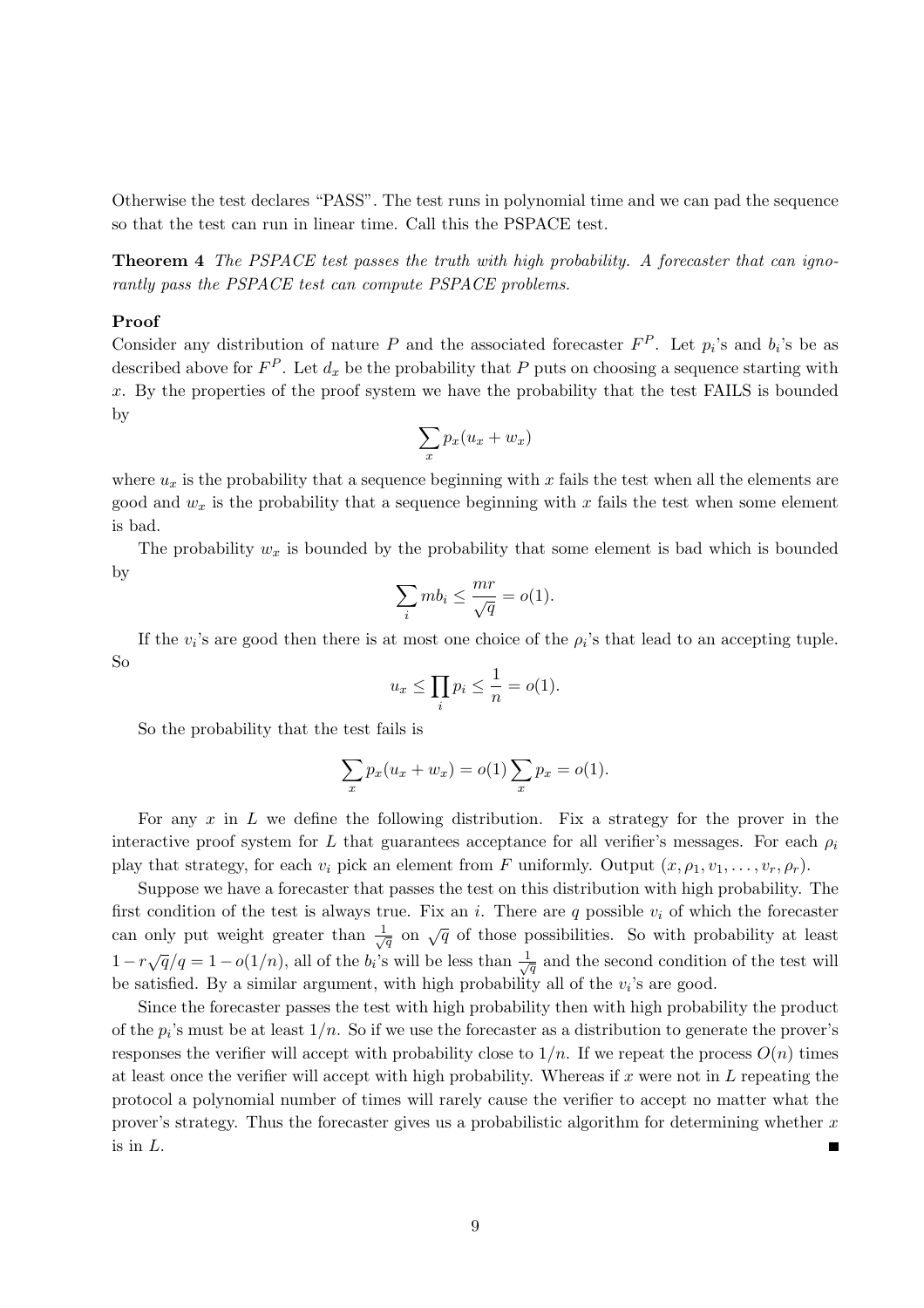Otherwise the test declares "PASS". The test runs in polynomial time and we can pad the sequence so that the test can run in linear time. Call this the PSPACE test.

**Theorem 4** *The PSPACE test passes the truth with high probability. A forecaster that can ignorantly pass the PSPACE test can compute PSPACE problems.*

**Proof**

Consider any distribution of nature $P$ and the associated forecaster $F^P$. Let $p_i$'s and $b_i$'s be as described above for $F^P$. Let $d_x$ be the probability that $P$ puts on choosing a sequence starting with $x$. By the properties of the proof system we have the probability that the test FAILS is bounded by

$$\sum_x p_x(u_x + w_x)$$

where $u_x$ is the probability that a sequence beginning with $x$ fails the test when all the elements are good and $w_x$ is the probability that a sequence beginning with $x$ fails the test when some element is bad.

The probability $w_x$ is bounded by the probability that some element is bad which is bounded by

$$\sum_i mb_i \leq \frac{mr}{\sqrt{q}} = o(1).$$

If the $v_i$'s are good then there is at most one choice of the $\rho_i$'s that lead to an accepting tuple. So

$$u_x \leq \prod_i p_i \leq \frac{1}{n} = o(1).$$

So the probability that the test fails is

$$\sum_x p_x(u_x + w_x) = o(1) \sum_x p_x = o(1).$$

For any $x$ in $L$ we define the following distribution. Fix a strategy for the prover in the interactive proof system for $L$ that guarantees acceptance for all verifier's messages. For each $\rho_i$ play that strategy, for each $v_i$ pick an element from $F$ uniformly. Output $(x, \rho_1, v_1, \ldots, v_r, \rho_r)$.

Suppose we have a forecaster that passes the test on this distribution with high probability. The first condition of the test is always true. Fix an $i$. There are $q$ possible $v_i$ of which the forecaster can only put weight greater than $\frac{1}{\sqrt{q}}$ on $\sqrt{q}$ of those possibilities. So with probability at least $1 - r\sqrt{q}/q = 1 - o(1/n)$, all of the $b_i$'s will be less than $\frac{1}{\sqrt{q}}$ and the second condition of the test will be satisfied. By a similar argument, with high probability all of the $v_i$'s are good.

Since the forecaster passes the test with high probability then with high probability the product of the $p_i$'s must be at least $1/n$. So if we use the forecaster as a distribution to generate the prover's responses the verifier will accept with probability close to $1/n$. If we repeat the process $O(n)$ times at least once the verifier will accept with high probability. Whereas if $x$ were not in $L$ repeating the protocol a polynomial number of times will rarely cause the verifier to accept no matter what the prover's strategy. Thus the forecaster gives us a probabilistic algorithm for determining whether $x$ is in $L$. ∎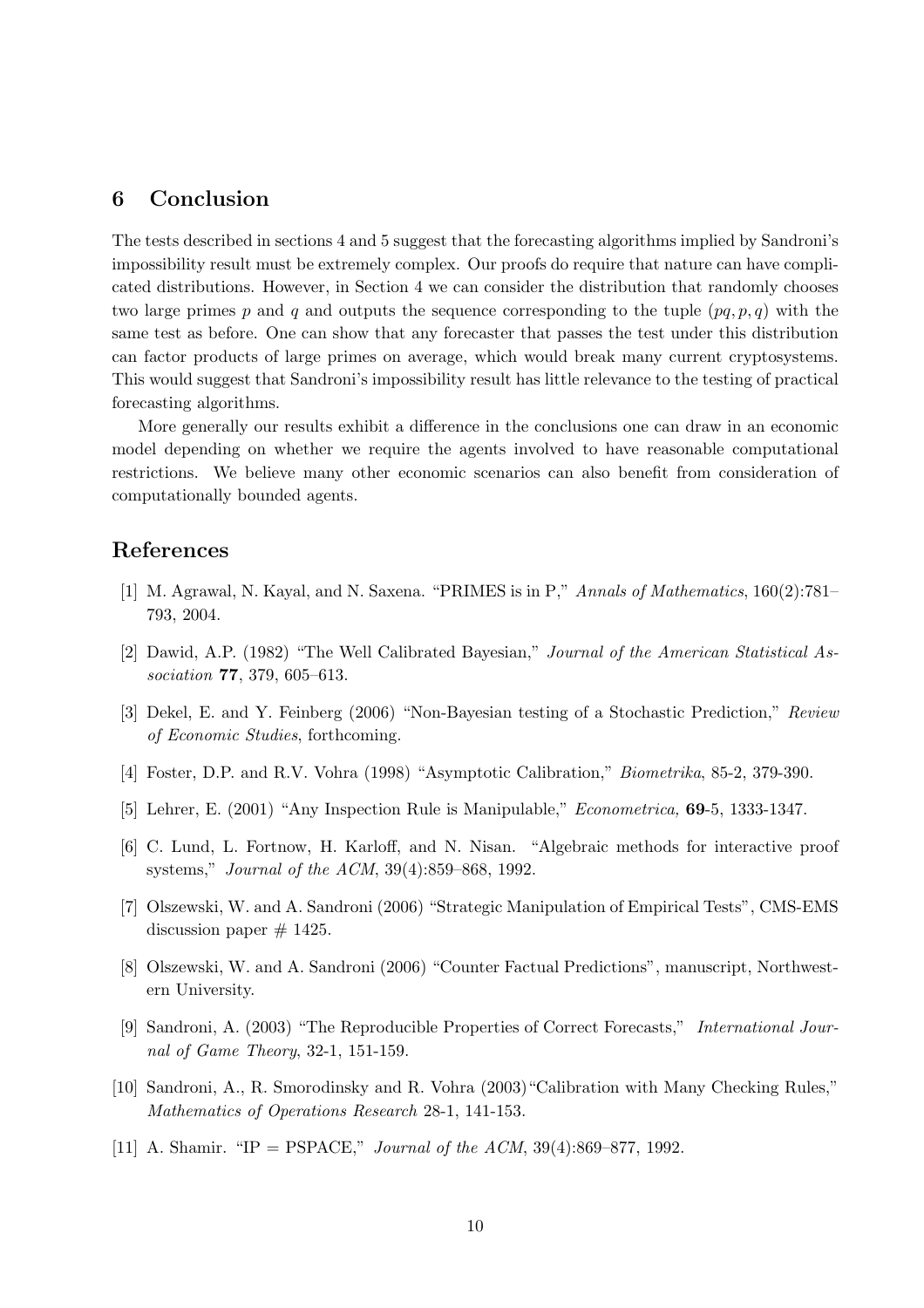## 6 Conclusion

The tests described in sections 4 and 5 suggest that the forecasting algorithms implied by Sandroni's impossibility result must be extremely complex. Our proofs do require that nature can have complicated distributions. However, in Section 4 we can consider the distribution that randomly chooses two large primes $p$ and $q$ and outputs the sequence corresponding to the tuple $(pq, p, q)$ with the same test as before. One can show that any forecaster that passes the test under this distribution can factor products of large primes on average, which would break many current cryptosystems. This would suggest that Sandroni's impossibility result has little relevance to the testing of practical forecasting algorithms.

More generally our results exhibit a difference in the conclusions one can draw in an economic model depending on whether we require the agents involved to have reasonable computational restrictions. We believe many other economic scenarios can also benefit from consideration of computationally bounded agents.

## References

[1] M. Agrawal, N. Kayal, and N. Saxena. "PRIMES is in P," *Annals of Mathematics*, 160(2):781–793, 2004.

[2] Dawid, A.P. (1982) "The Well Calibrated Bayesian," *Journal of the American Statistical Association* **77**, 379, 605–613.

[3] Dekel, E. and Y. Feinberg (2006) "Non-Bayesian testing of a Stochastic Prediction," *Review of Economic Studies*, forthcoming.

[4] Foster, D.P. and R.V. Vohra (1998) "Asymptotic Calibration," *Biometrika*, 85-2, 379-390.

[5] Lehrer, E. (2001) "Any Inspection Rule is Manipulable," *Econometrica,* **69**-5, 1333-1347.

[6] C. Lund, L. Fortnow, H. Karloff, and N. Nisan. "Algebraic methods for interactive proof systems," *Journal of the ACM*, 39(4):859–868, 1992.

[7] Olszewski, W. and A. Sandroni (2006) "Strategic Manipulation of Empirical Tests", CMS-EMS discussion paper # 1425.

[8] Olszewski, W. and A. Sandroni (2006) "Counter Factual Predictions", manuscript, Northwestern University.

[9] Sandroni, A. (2003) "The Reproducible Properties of Correct Forecasts," *International Journal of Game Theory*, 32-1, 151-159.

[10] Sandroni, A., R. Smorodinsky and R. Vohra (2003) "Calibration with Many Checking Rules," *Mathematics of Operations Research* 28-1, 141-153.

[11] A. Shamir. "IP = PSPACE," *Journal of the ACM*, 39(4):869–877, 1992.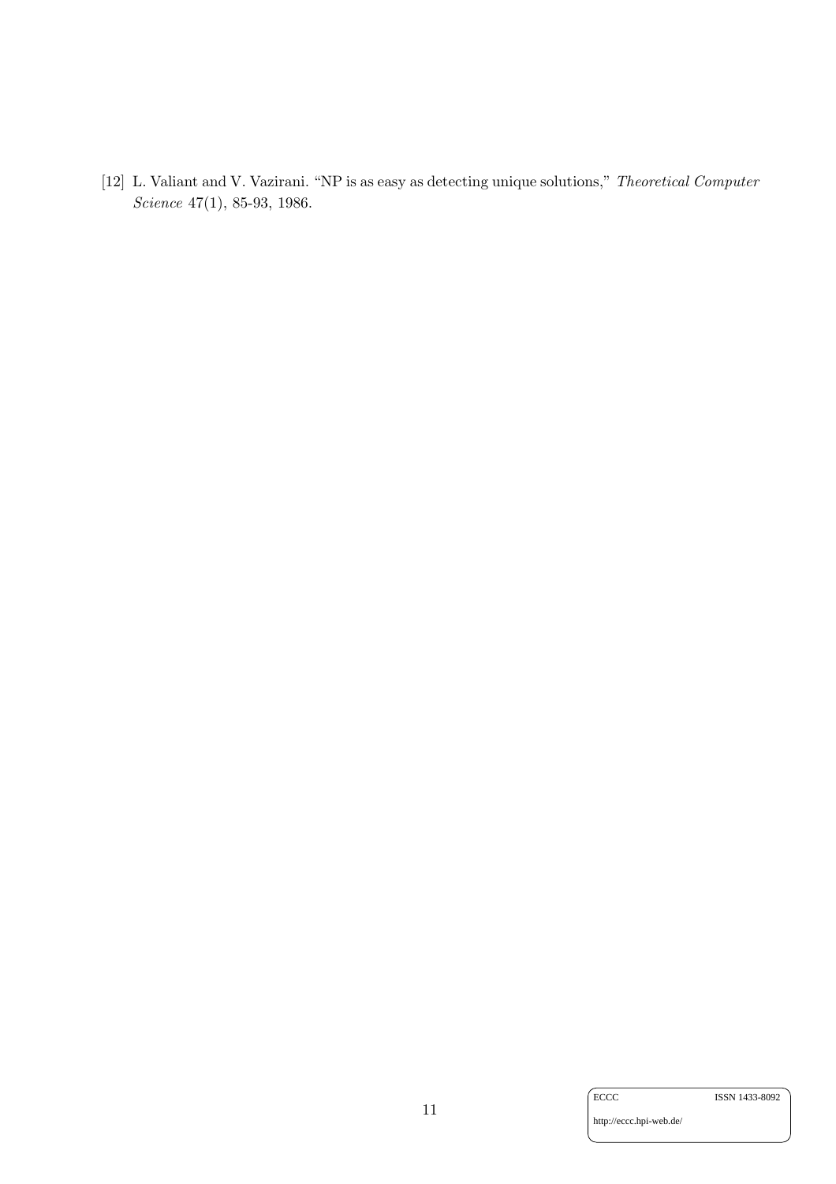[12] L. Valiant and V. Vazirani. "NP is as easy as detecting unique solutions," *Theoretical Computer Science* 47(1), 85-93, 1986.